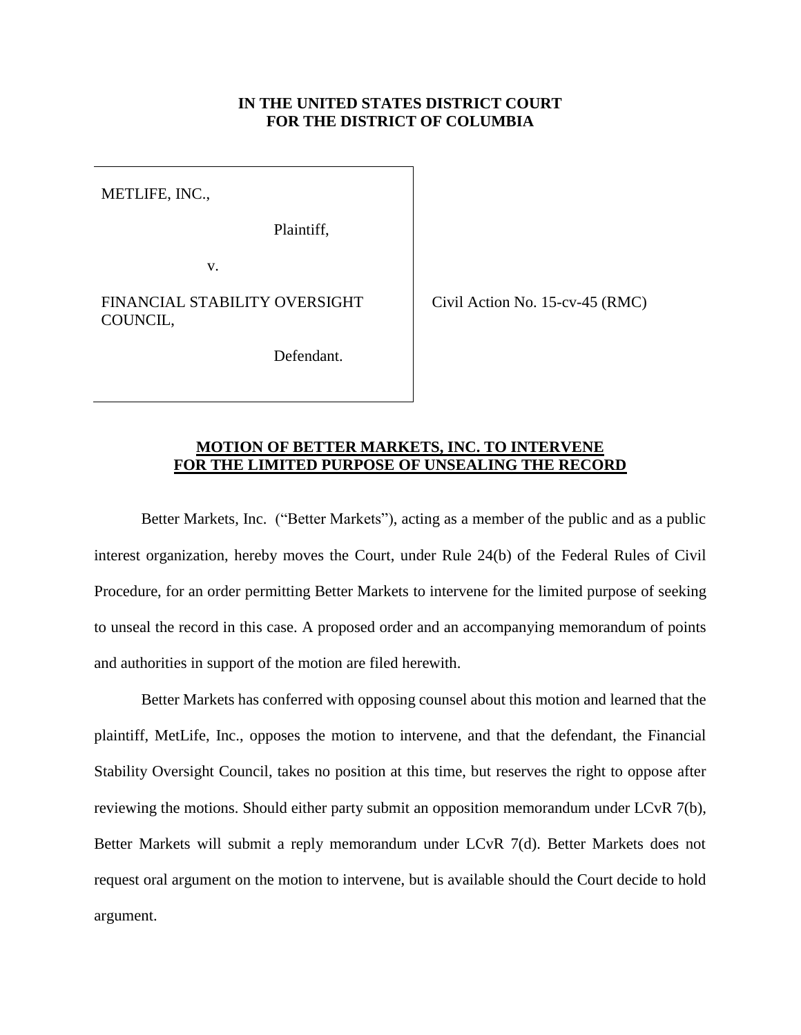**IN THE UNITED STATES DISTRICT COURT**
**FOR THE DISTRICT OF COLUMBIA**

| | |
|---|---|
| METLIFE, INC.,<br><br>Plaintiff,<br><br>v.<br><br>FINANCIAL STABILITY OVERSIGHT COUNCIL,<br><br>Defendant. | Civil Action No. 15-cv-45 (RMC) |

**MOTION OF BETTER MARKETS, INC. TO INTERVENE FOR THE LIMITED PURPOSE OF UNSEALING THE RECORD**

Better Markets, Inc. ("Better Markets"), acting as a member of the public and as a public interest organization, hereby moves the Court, under Rule 24(b) of the Federal Rules of Civil Procedure, for an order permitting Better Markets to intervene for the limited purpose of seeking to unseal the record in this case. A proposed order and an accompanying memorandum of points and authorities in support of the motion are filed herewith.

Better Markets has conferred with opposing counsel about this motion and learned that the plaintiff, MetLife, Inc., opposes the motion to intervene, and that the defendant, the Financial Stability Oversight Council, takes no position at this time, but reserves the right to oppose after reviewing the motions. Should either party submit an opposition memorandum under LCvR 7(b), Better Markets will submit a reply memorandum under LCvR 7(d). Better Markets does not request oral argument on the motion to intervene, but is available should the Court decide to hold argument.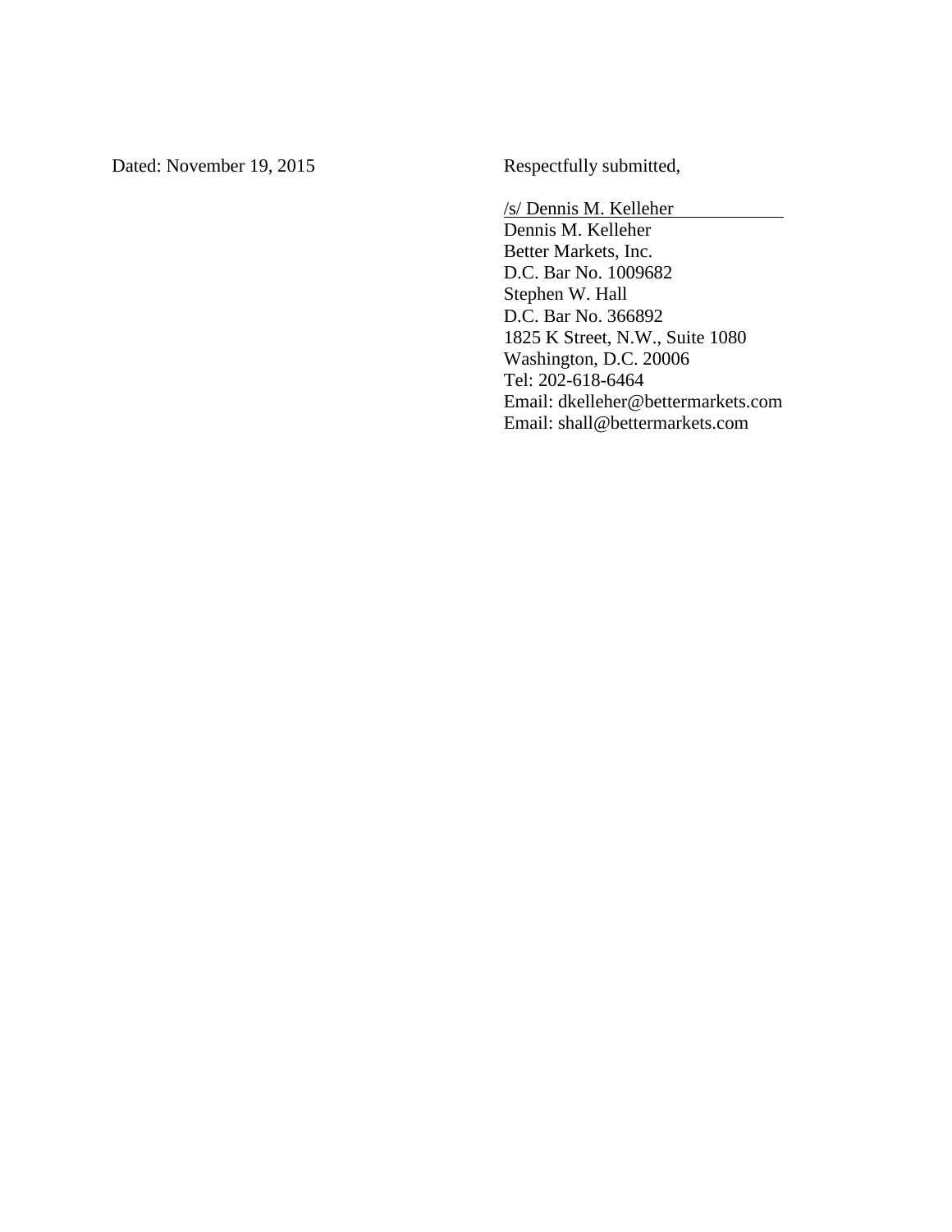Dated: November 19, 2015

Respectfully submitted,

/s/ Dennis M. Kelleher

Dennis M. Kelleher
Better Markets, Inc.
D.C. Bar No. 1009682
Stephen W. Hall
D.C. Bar No. 366892
1825 K Street, N.W., Suite 1080
Washington, D.C. 20006
Tel: 202-618-6464
Email: dkelleher@bettermarkets.com
Email: shall@bettermarkets.com